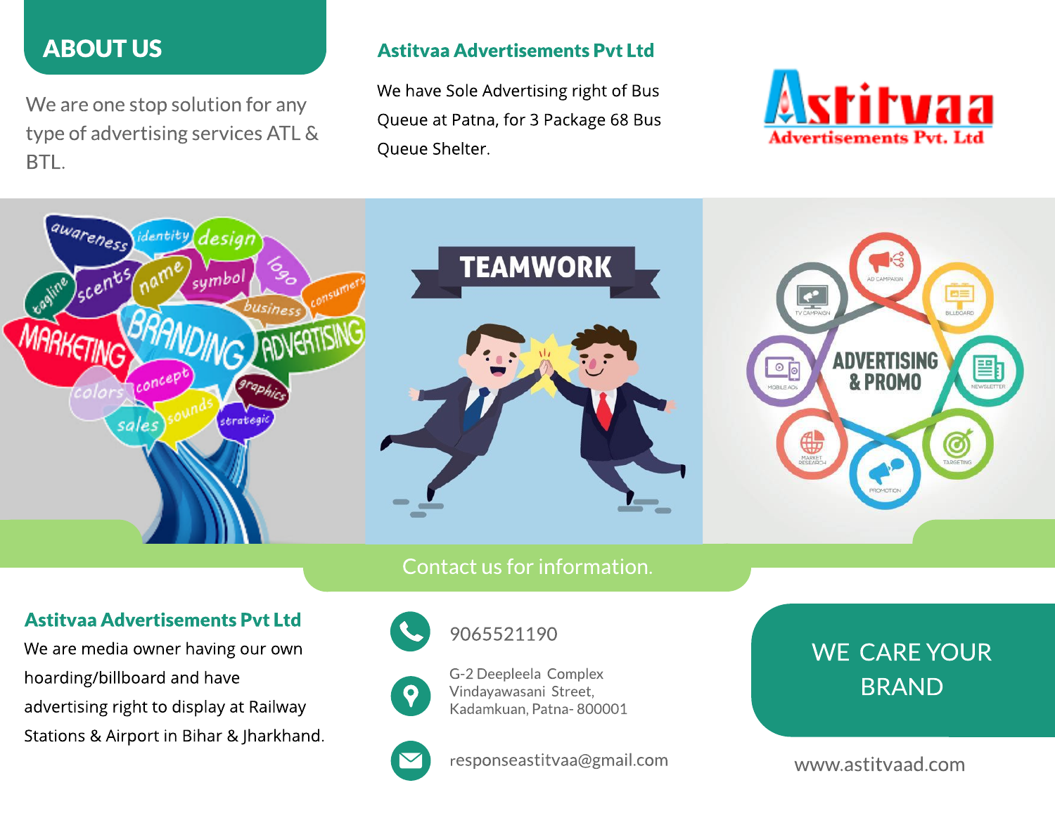## ABOUT US

We are one stop solution for any type of advertising services ATL & BTL.

### Astitvaa Advertisements Pvt Ltd

We have Sole Advertising right of Bus Queue at Patna, for 3 Package 68 Bus Queue Shelter.

Contact us for information.

### Astitvaa Advertisements Pvt Ltd

We are media owner having our own hoarding/billboard and have advertising right to display at Railway Stations & Airport in Bihar & Jharkhand.

9065521190

G-2 Deepleela Complex
Vindayawasani Street,
Kadamkuan, Patna- 800001

responseastitvaa@gmail.com

WE CARE YOUR BRAND

www.astitvaad.com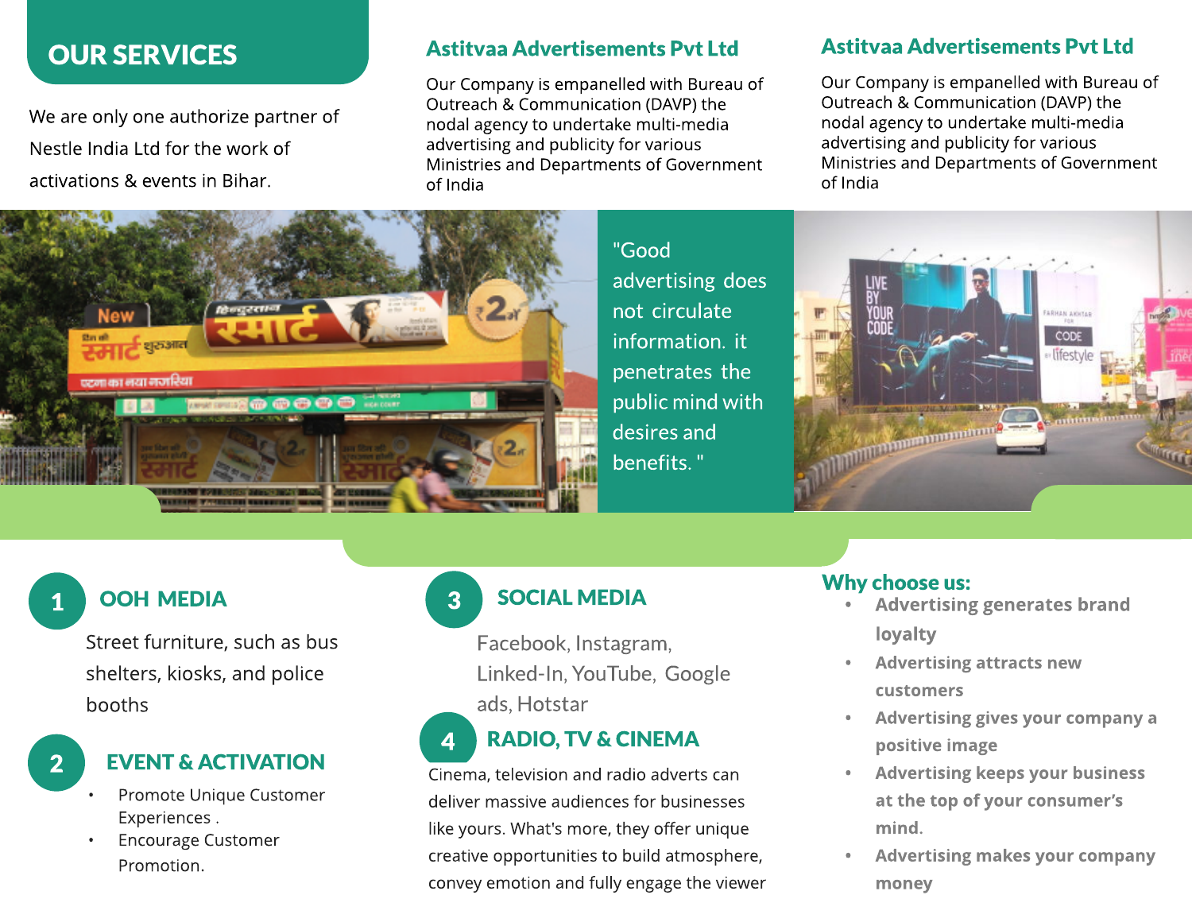## OUR SERVICES

We are only one authorize partner of Nestle India Ltd for the work of activations & events in Bihar.

### Astitvaa Advertisements Pvt Ltd

Our Company is empanelled with Bureau of Outreach & Communication (DAVP) the nodal agency to undertake multi-media advertising and publicity for various Ministries and Departments of Government of India

### Astitvaa Advertisements Pvt Ltd

Our Company is empanelled with Bureau of Outreach & Communication (DAVP) the nodal agency to undertake multi-media advertising and publicity for various Ministries and Departments of Government of India

"Good advertising does not circulate information. it penetrates the public mind with desires and benefits. "

### 1 OOH MEDIA

Street furniture, such as bus shelters, kiosks, and police booths

### 2 EVENT & ACTIVATION

- Promote Unique Customer Experiences .
- Encourage Customer Promotion.

### 3 SOCIAL MEDIA

Facebook, Instagram, Linked-In, YouTube, Google ads, Hotstar

### 4 RADIO, TV & CINEMA

Cinema, television and radio adverts can deliver massive audiences for businesses like yours. What's more, they offer unique creative opportunities to build atmosphere, convey emotion and fully engage the viewer

### Why choose us:

- **Advertising generates brand loyalty**
- **Advertising attracts new customers**
- **Advertising gives your company a positive image**
- **Advertising keeps your business at the top of your consumer's mind.**
- **Advertising makes your company money**